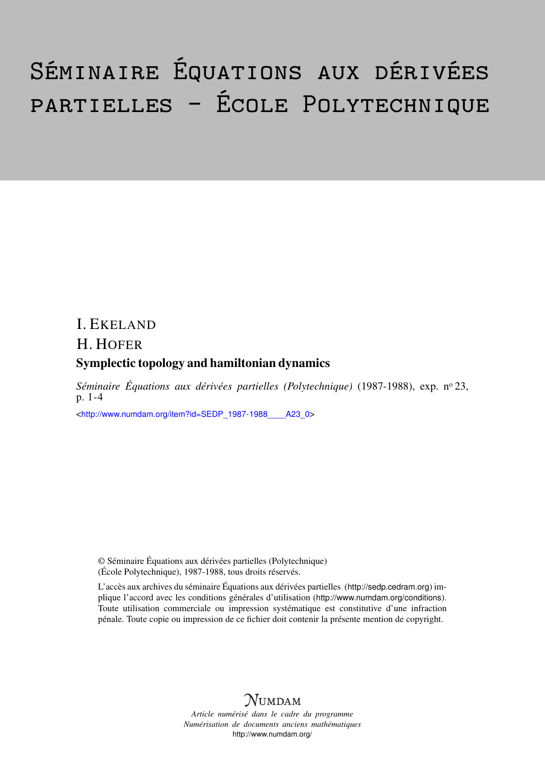# Séminaire Équations aux dérivées partielles – École Polytechnique

I. Ekeland

H. Hofer

**Symplectic topology and hamiltonian dynamics**

*Séminaire Équations aux dérivées partielles (Polytechnique)* (1987-1988), exp. nº 23, p. 1-4

<http://www.numdam.org/item?id=SEDP_1987-1988____A23_0>

© Séminaire Équations aux dérivées partielles (Polytechnique) (École Polytechnique), 1987-1988, tous droits réservés.

L'accès aux archives du séminaire Équations aux dérivées partielles (http://sedp.cedram.org) implique l'accord avec les conditions générales d'utilisation (http://www.numdam.org/conditions). Toute utilisation commerciale ou impression systématique est constitutive d'une infraction pénale. Toute copie ou impression de ce fichier doit contenir la présente mention de copyright.

NUMDAM

*Article numérisé dans le cadre du programme Numérisation de documents anciens mathématiques*

http://www.numdam.org/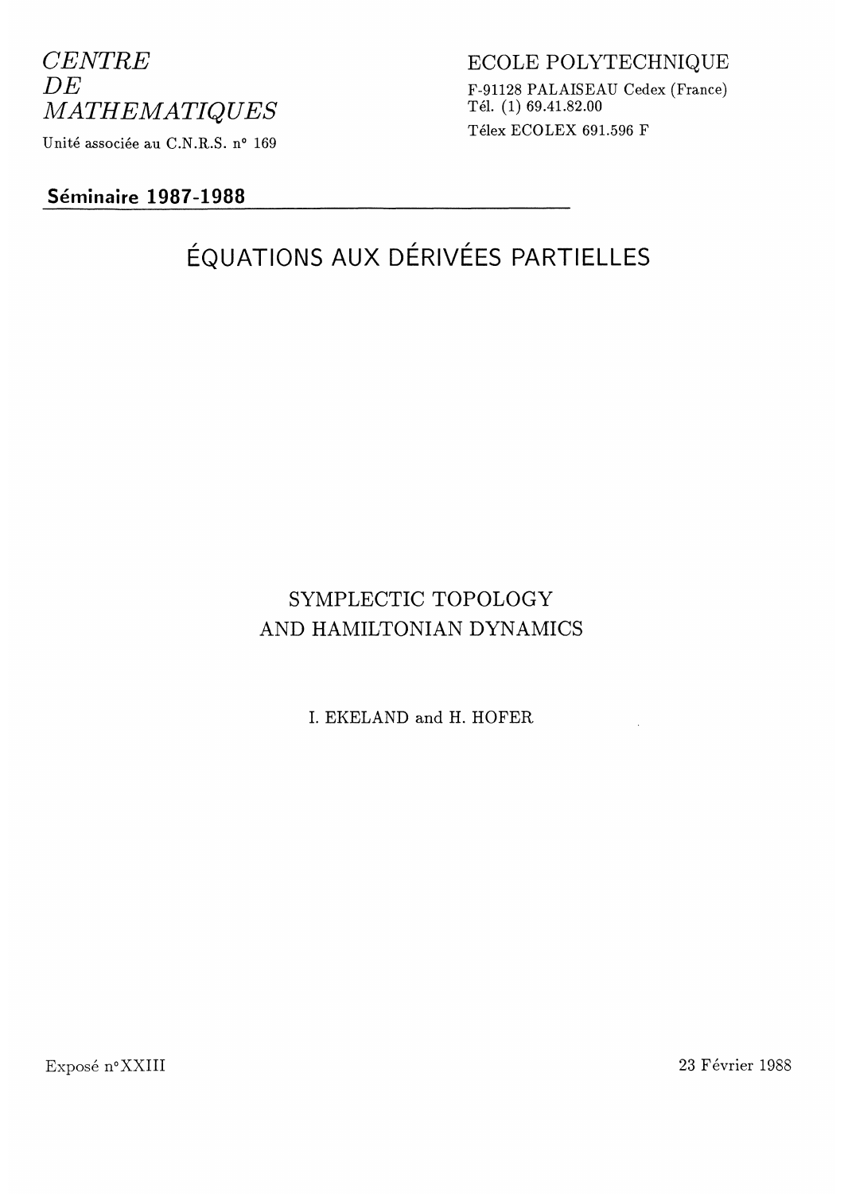*CENTRE*
*DE*
*MATHEMATIQUES*

Unité associée au C.N.R.S. n° 169

ECOLE POLYTECHNIQUE

F-91128 PALAISEAU Cedex (France)
Tél. (1) 69.41.82.00
Télex ECOLEX 691.596 F

**Séminaire 1987-1988**

# ÉQUATIONS AUX DÉRIVÉES PARTIELLES

## SYMPLECTIC TOPOLOGY AND HAMILTONIAN DYNAMICS

I. EKELAND and H. HOFER

Exposé n°XXIII

23 Février 1988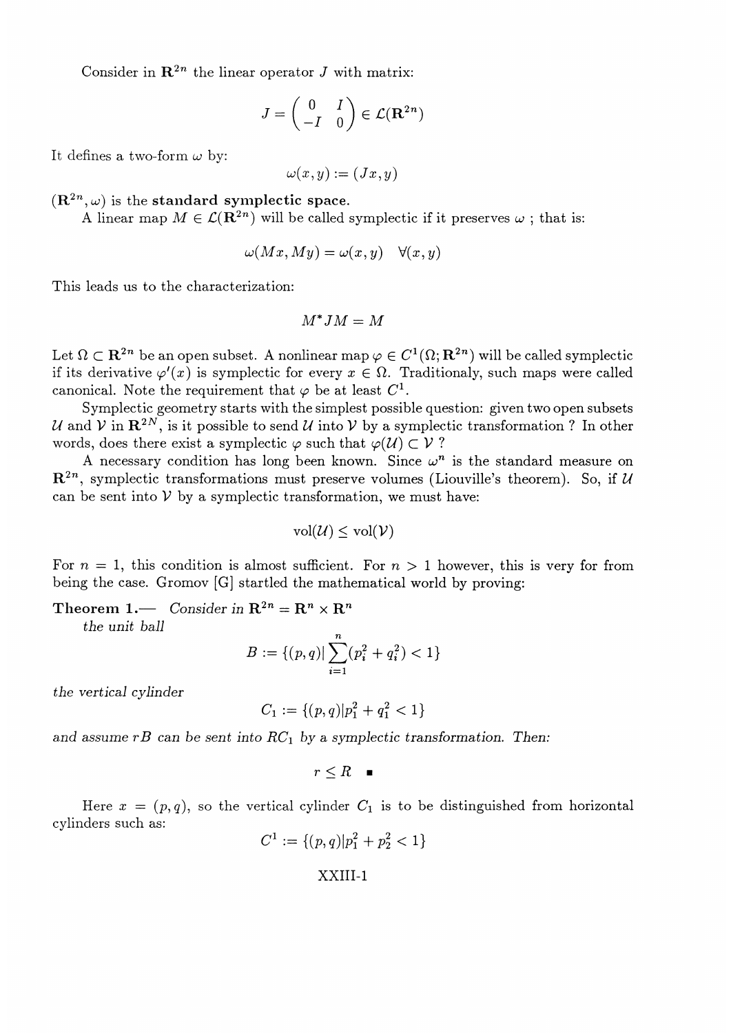Consider in $\mathbf{R}^{2n}$ the linear operator $J$ with matrix:

$$J = \begin{pmatrix} 0 & I \\ -I & 0 \end{pmatrix} \in \mathcal{L}(\mathbf{R}^{2n})$$

It defines a two-form $\omega$ by:

$$\omega(x, y) := (Jx, y)$$

$(\mathbf{R}^{2n}, \omega)$ is the **standard symplectic space.**

A linear map $M \in \mathcal{L}(\mathbf{R}^{2n})$ will be called symplectic if it preserves $\omega$ ; that is:

$$\omega(Mx, My) = \omega(x, y) \quad \forall (x, y)$$

This leads us to the characterization:

$$M^* J M = M$$

Let $\Omega \subset \mathbf{R}^{2n}$ be an open subset. A nonlinear map $\varphi \in C^1(\Omega; \mathbf{R}^{2n})$ will be called symplectic if its derivative $\varphi'(x)$ is symplectic for every $x \in \Omega$. Traditionaly, such maps were called canonical. Note the requirement that $\varphi$ be at least $C^1$.

Symplectic geometry starts with the simplest possible question: given two open subsets $\mathcal{U}$ and $\mathcal{V}$ in $\mathbf{R}^{2N}$, is it possible to send $\mathcal{U}$ into $\mathcal{V}$ by a symplectic transformation ? In other words, does there exist a symplectic $\varphi$ such that $\varphi(\mathcal{U}) \subset \mathcal{V}$ ?

A necessary condition has long been known. Since $\omega^n$ is the standard measure on $\mathbf{R}^{2n}$, symplectic transformations must preserve volumes (Liouville's theorem). So, if $\mathcal{U}$ can be sent into $\mathcal{V}$ by a symplectic transformation, we must have:

$$\mathrm{vol}(\mathcal{U}) \leq \mathrm{vol}(\mathcal{V})$$

For $n = 1$, this condition is almost sufficient. For $n > 1$ however, this is very for from being the case. Gromov [G] startled the mathematical world by proving:

**Theorem 1.—** *Consider in $\mathbf{R}^{2n} = \mathbf{R}^n \times \mathbf{R}^n$ the unit ball*

$$B := \{(p, q) | \sum_{i=1}^{n} (p_i^2 + q_i^2) < 1\}$$

*the vertical cylinder*

$$C_1 := \{(p, q) | p_1^2 + q_1^2 < 1\}$$

*and assume $rB$ can be sent into $RC_1$ by a symplectic transformation. Then:*

$$r \leq R \quad \blacksquare$$

Here $x = (p, q)$, so the vertical cylinder $C_1$ is to be distinguished from horizontal cylinders such as:

$$C^1 := \{(p, q) | p_1^2 + p_2^2 < 1\}$$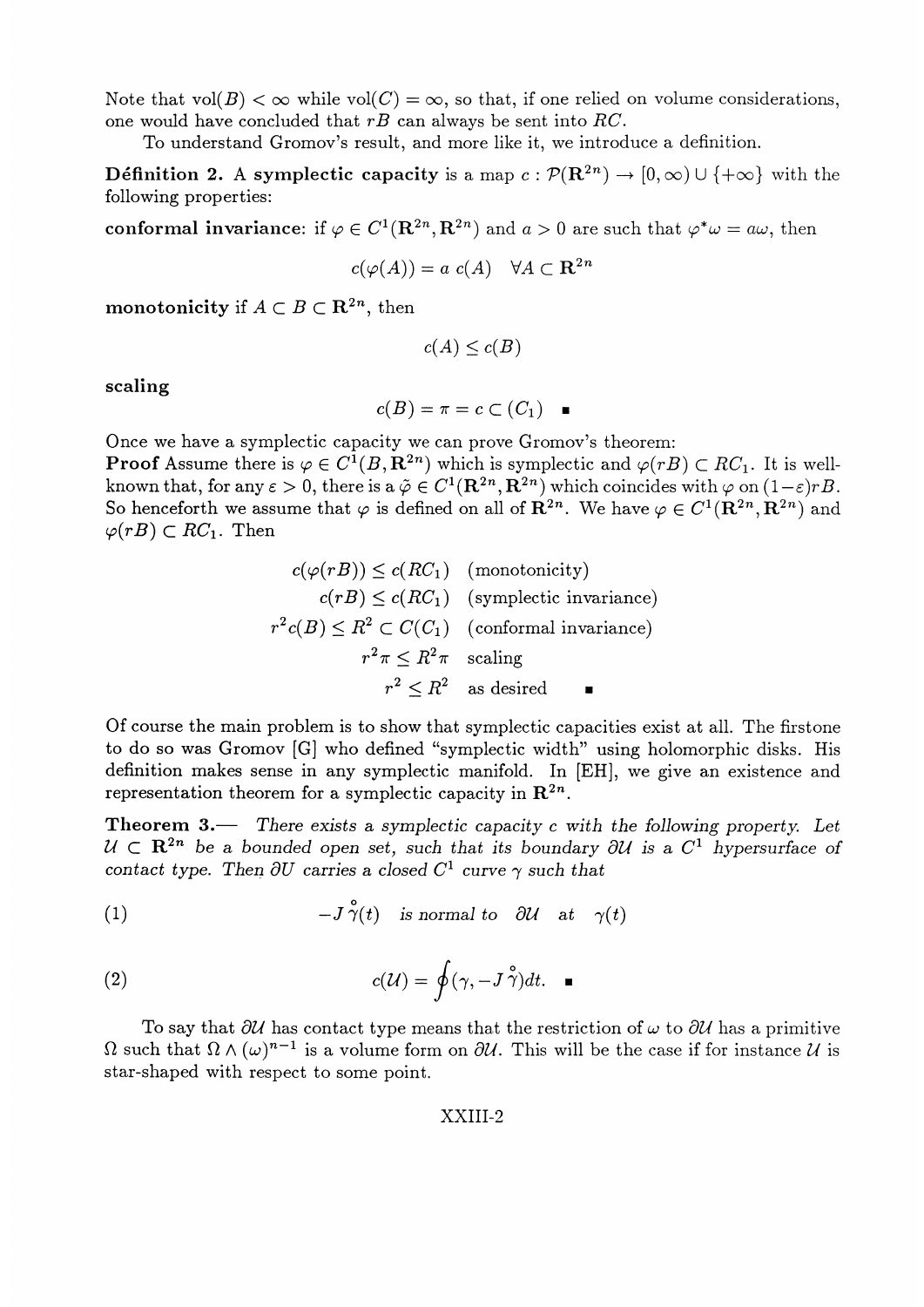Note that $\text{vol}(B) < \infty$ while $\text{vol}(C) = \infty$, so that, if one relied on volume considerations, one would have concluded that $rB$ can always be sent into $RC$.

To understand Gromov's result, and more like it, we introduce a definition.

**Définition 2.** A **symplectic capacity** is a map $c : \mathcal{P}(\mathbf{R}^{2n}) \to [0, \infty) \cup \{+\infty\}$ with the following properties:

**conformal invariance**: if $\varphi \in C^1(\mathbf{R}^{2n}, \mathbf{R}^{2n})$ and $a > 0$ are such that $\varphi^* \omega = a\omega$, then

$$c(\varphi(A)) = a \; c(A) \quad \forall A \subset \mathbf{R}^{2n}$$

**monotonicity** if $A \subset B \subset \mathbf{R}^{2n}$, then

$$c(A) \leq c(B)$$

**scaling**

$$c(B) = \pi = c \subset (C_1) \quad \blacksquare$$

Once we have a symplectic capacity we can prove Gromov's theorem:

**Proof** Assume there is $\varphi \in C^1(B, \mathbf{R}^{2n})$ which is symplectic and $\varphi(rB) \subset RC_1$. It is well-known that, for any $\varepsilon > 0$, there is a $\tilde{\varphi} \in C^1(\mathbf{R}^{2n}, \mathbf{R}^{2n})$ which coincides with $\varphi$ on $(1-\varepsilon)rB$. So henceforth we assume that $\varphi$ is defined on all of $\mathbf{R}^{2n}$. We have $\varphi \in C^1(\mathbf{R}^{2n}, \mathbf{R}^{2n})$ and $\varphi(rB) \subset RC_1$. Then

$$\begin{aligned}
c(\varphi(rB)) &\leq c(RC_1) \quad \text{(monotonicity)} \\
c(rB) &\leq c(RC_1) \quad \text{(symplectic invariance)} \\
r^2 c(B) &\leq R^2 \subset C(C_1) \quad \text{(conformal invariance)} \\
r^2 \pi &\leq R^2 \pi \quad \text{scaling} \\
r^2 &\leq R^2 \quad \text{as desired} \quad \blacksquare
\end{aligned}$$

Of course the main problem is to show that symplectic capacities exist at all. The firstone to do so was Gromov [G] who defined "symplectic width" using holomorphic disks. His definition makes sense in any symplectic manifold. In [EH], we give an existence and representation theorem for a symplectic capacity in $\mathbf{R}^{2n}$.

**Theorem 3.—** *There exists a symplectic capacity $c$ with the following property. Let $\mathcal{U} \subset \mathbf{R}^{2n}$ be a bounded open set, such that its boundary $\partial\mathcal{U}$ is a $C^1$ hypersurface of contact type. Then $\partial U$ carries a closed $C^1$ curve $\gamma$ such that*

$$-J \mathring{\gamma}(t) \quad \text{is normal to} \quad \partial\mathcal{U} \quad \text{at} \quad \gamma(t) \tag{1}$$

$$c(\mathcal{U}) = \oint (\gamma, -J \mathring{\gamma}) dt. \quad \blacksquare \tag{2}$$

To say that $\partial\mathcal{U}$ has contact type means that the restriction of $\omega$ to $\partial\mathcal{U}$ has a primitive $\Omega$ such that $\Omega \wedge (\omega)^{n-1}$ is a volume form on $\partial\mathcal{U}$. This will be the case if for instance $\mathcal{U}$ is star-shaped with respect to some point.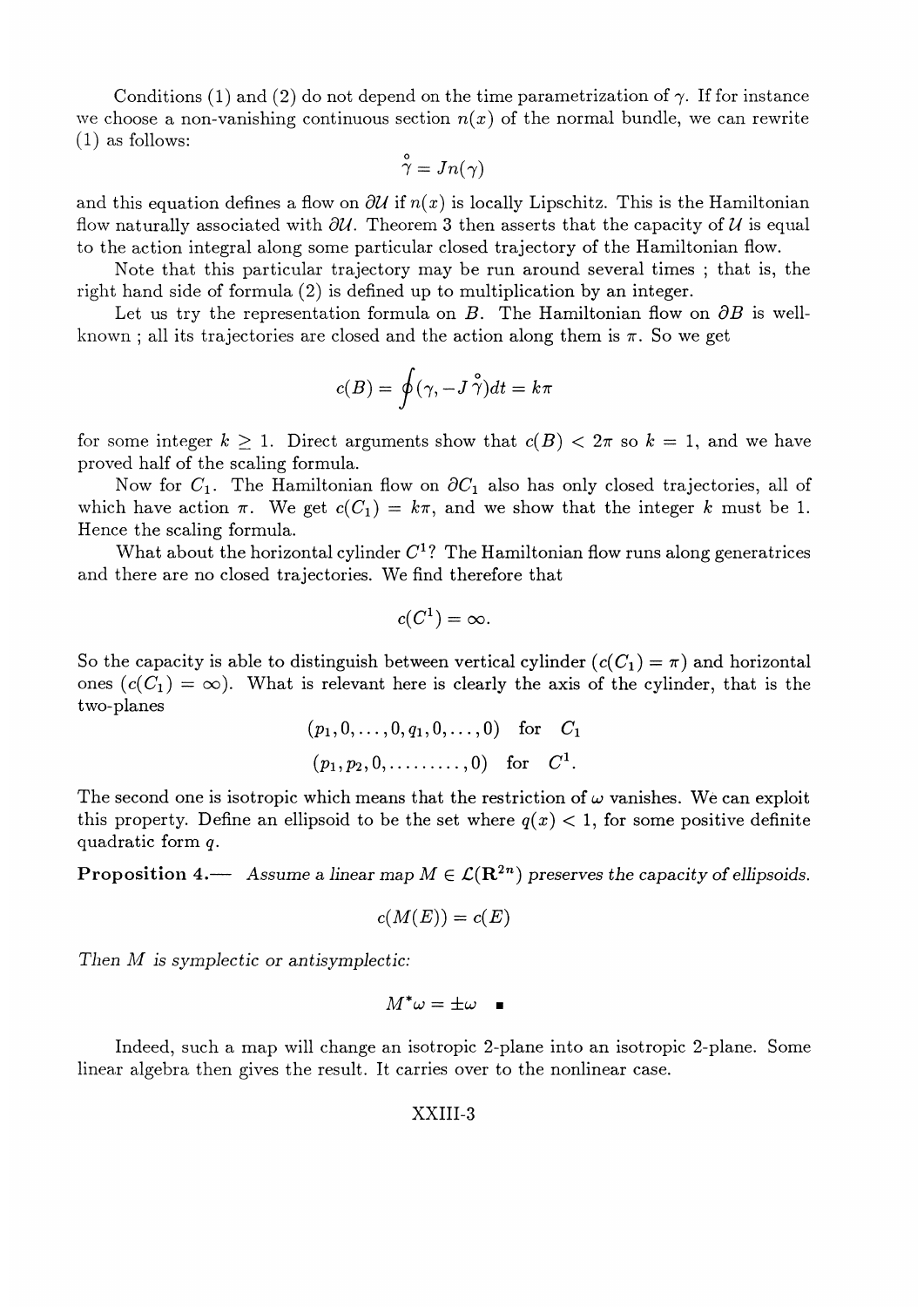Conditions (1) and (2) do not depend on the time parametrization of $\gamma$. If for instance we choose a non-vanishing continuous section $n(x)$ of the normal bundle, we can rewrite (1) as follows:

$$\mathring{\gamma} = Jn(\gamma)$$

and this equation defines a flow on $\partial\mathcal{U}$ if $n(x)$ is locally Lipschitz. This is the Hamiltonian flow naturally associated with $\partial\mathcal{U}$. Theorem 3 then asserts that the capacity of $\mathcal{U}$ is equal to the action integral along some particular closed trajectory of the Hamiltonian flow.

Note that this particular trajectory may be run around several times ; that is, the right hand side of formula (2) is defined up to multiplication by an integer.

Let us try the representation formula on $B$. The Hamiltonian flow on $\partial B$ is well-known ; all its trajectories are closed and the action along them is $\pi$. So we get

$$c(B) = \oint (\gamma, -J\mathring{\gamma})dt = k\pi$$

for some integer $k \geq 1$. Direct arguments show that $c(B) < 2\pi$ so $k = 1$, and we have proved half of the scaling formula.

Now for $C_1$. The Hamiltonian flow on $\partial C_1$ also has only closed trajectories, all of which have action $\pi$. We get $c(C_1) = k\pi$, and we show that the integer $k$ must be 1. Hence the scaling formula.

What about the horizontal cylinder $C^1$? The Hamiltonian flow runs along generatrices and there are no closed trajectories. We find therefore that

$$c(C^1) = \infty.$$

So the capacity is able to distinguish between vertical cylinder ($c(C_1) = \pi$) and horizontal ones ($c(C_1) = \infty$). What is relevant here is clearly the axis of the cylinder, that is the two-planes

$$(p_1, 0, \ldots, 0, q_1, 0, \ldots, 0) \quad \text{for} \quad C_1$$
$$(p_1, p_2, 0, \ldots\ldots\ldots, 0) \quad \text{for} \quad C^1.$$

The second one is isotropic which means that the restriction of $\omega$ vanishes. We can exploit this property. Define an ellipsoid to be the set where $q(x) < 1$, for some positive definite quadratic form $q$.

**Proposition 4.—** *Assume a linear map $M \in \mathcal{L}(\mathbf{R}^{2n})$ preserves the capacity of ellipsoids.*

$$c(M(E)) = c(E)$$

*Then $M$ is symplectic or antisymplectic:*

$$M^*\omega = \pm\omega \quad \blacksquare$$

Indeed, such a map will change an isotropic 2-plane into an isotropic 2-plane. Some linear algebra then gives the result. It carries over to the nonlinear case.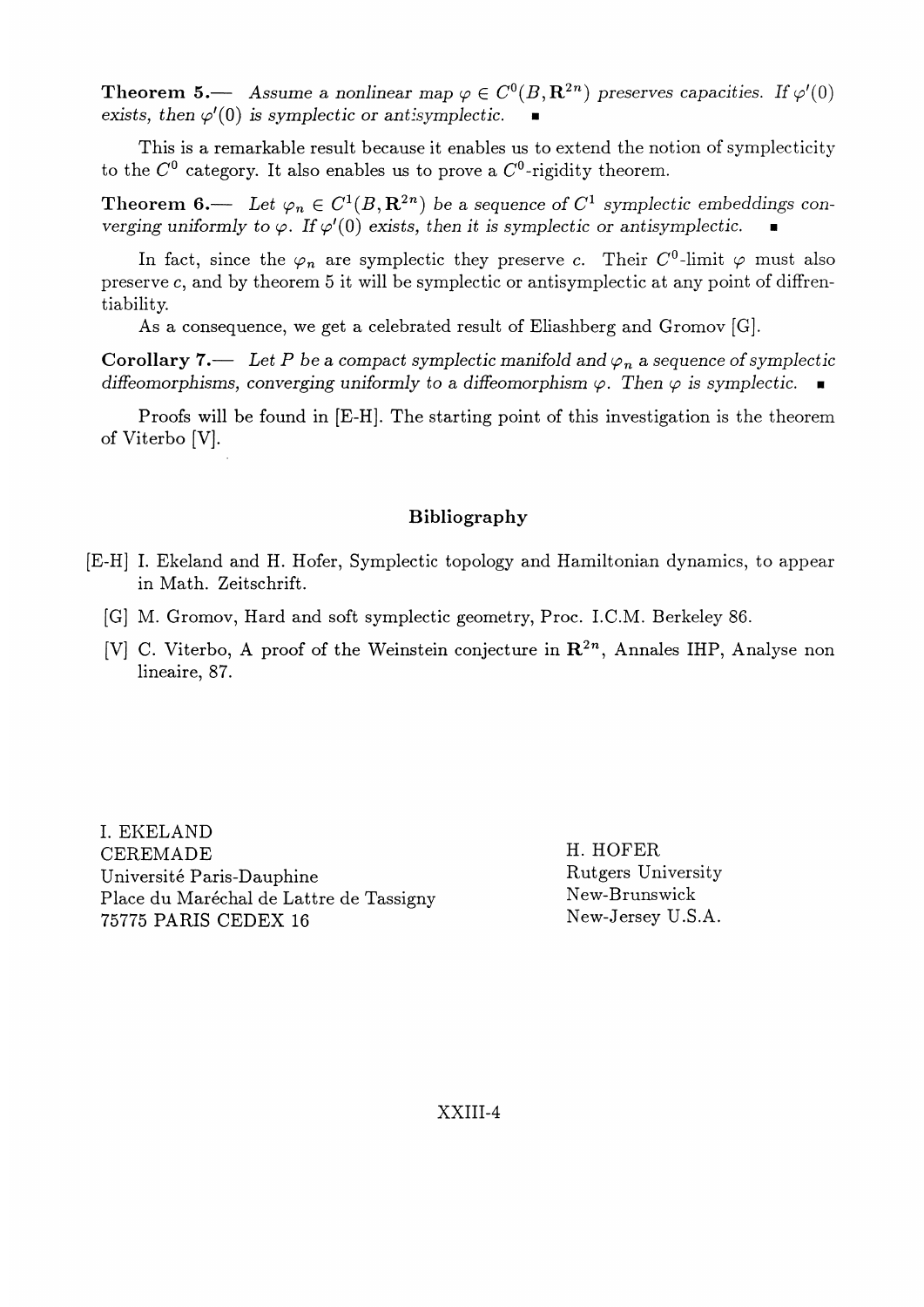**Theorem 5.**— *Assume a nonlinear map $\varphi \in C^0(B, \mathbf{R}^{2n})$ preserves capacities. If $\varphi'(0)$ exists, then $\varphi'(0)$ is symplectic or antisymplectic.* ▪

This is a remarkable result because it enables us to extend the notion of symplecticity to the $C^0$ category. It also enables us to prove a $C^0$-rigidity theorem.

**Theorem 6.**— *Let $\varphi_n \in C^1(B, \mathbf{R}^{2n})$ be a sequence of $C^1$ symplectic embeddings converging uniformly to $\varphi$. If $\varphi'(0)$ exists, then it is symplectic or antisymplectic.* ▪

In fact, since the $\varphi_n$ are symplectic they preserve $c$. Their $C^0$-limit $\varphi$ must also preserve $c$, and by theorem 5 it will be symplectic or antisymplectic at any point of diffrentiability.

As a consequence, we get a celebrated result of Eliashberg and Gromov [G].

**Corollary 7.**— *Let $P$ be a compact symplectic manifold and $\varphi_n$ a sequence of symplectic diffeomorphisms, converging uniformly to a diffeomorphism $\varphi$. Then $\varphi$ is symplectic.* ▪

Proofs will be found in [E-H]. The starting point of this investigation is the theorem of Viterbo [V].

## Bibliography

[E-H] I. Ekeland and H. Hofer, Symplectic topology and Hamiltonian dynamics, to appear in Math. Zeitschrift.

[G] M. Gromov, Hard and soft symplectic geometry, Proc. I.C.M. Berkeley 86.

[V] C. Viterbo, A proof of the Weinstein conjecture in $\mathbf{R}^{2n}$, Annales IHP, Analyse non lineaire, 87.

I. EKELAND
CEREMADE
Université Paris-Dauphine
Place du Maréchal de Lattre de Tassigny
75775 PARIS CEDEX 16

H. HOFER
Rutgers University
New-Brunswick
New-Jersey U.S.A.